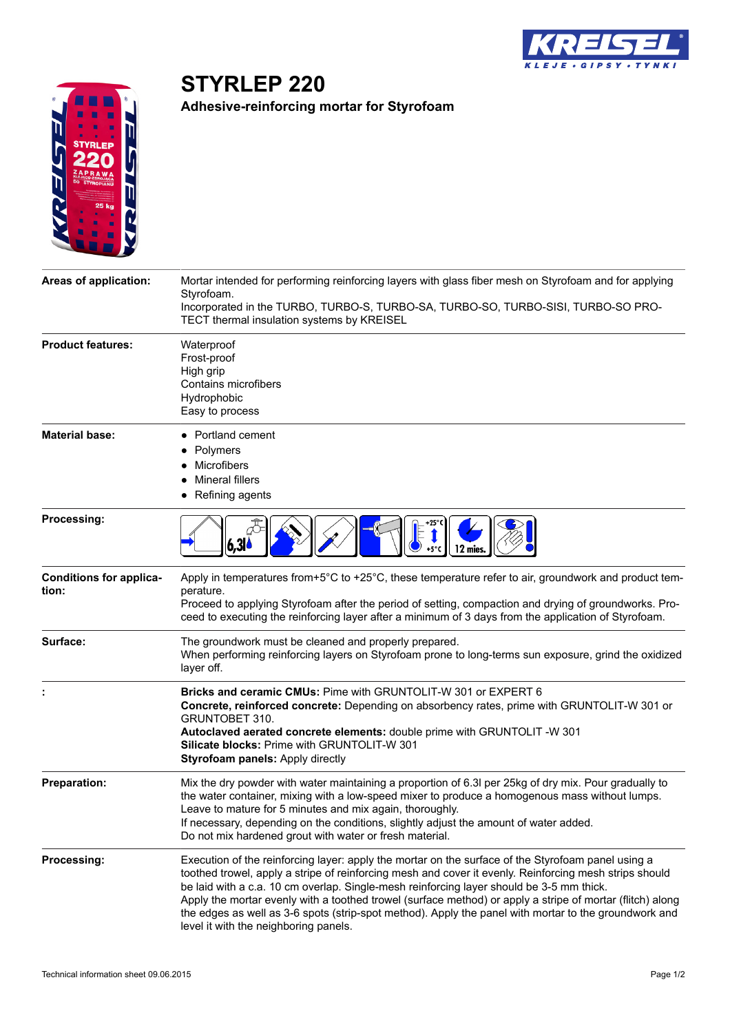# STYRLEP 220

## Adhesive-reinforcing mortar for Styrofoam

| | |
|---|---|
| **Areas of application:** | Mortar intended for performing reinforcing layers with glass fiber mesh on Styrofoam and for applying Styrofoam.<br>Incorporated in the TURBO, TURBO-S, TURBO-SA, TURBO-SO, TURBO-SISI, TURBO-SO PROTECT thermal insulation systems by KREISEL |
| **Product features:** | Waterproof<br>Frost-proof<br>High grip<br>Contains microfibers<br>Hydrophobic<br>Easy to process |
| **Material base:** | • Portland cement<br>• Polymers<br>• Microfibers<br>• Mineral fillers<br>• Refining agents |
| **Processing:** | 6,3l; +25°C; +5°C; 12 mies. |
| **Conditions for application:** | Apply in temperatures from+5°C to +25°C, these temperature refer to air, groundwork and product temperature.<br>Proceed to applying Styrofoam after the period of setting, compaction and drying of groundworks. Proceed to executing the reinforcing layer after a minimum of 3 days from the application of Styrofoam. |
| **Surface:** | The groundwork must be cleaned and properly prepared.<br>When performing reinforcing layers on Styrofoam prone to long-terms sun exposure, grind the oxidized layer off. |
| **:** | **Bricks and ceramic CMUs:** Pime with GRUNTOLIT-W 301 or EXPERT 6<br>**Concrete, reinforced concrete:** Depending on absorbency rates, prime with GRUNTOLIT-W 301 or GRUNTOBET 310.<br>**Autoclaved aerated concrete elements:** double prime with GRUNTOLIT -W 301<br>**Silicate blocks:** Prime with GRUNTOLIT-W 301<br>**Styrofoam panels:** Apply directly |
| **Preparation:** | Mix the dry powder with water maintaining a proportion of 6.3l per 25kg of dry mix. Pour gradually to the water container, mixing with a low-speed mixer to produce a homogenous mass without lumps.<br>Leave to mature for 5 minutes and mix again, thoroughly.<br>If necessary, depending on the conditions, slightly adjust the amount of water added.<br>Do not mix hardened grout with water or fresh material. |
| **Processing:** | Execution of the reinforcing layer: apply the mortar on the surface of the Styrofoam panel using a toothed trowel, apply a stripe of reinforcing mesh and cover it evenly. Reinforcing mesh strips should be laid with a c.a. 10 cm overlap. Single-mesh reinforcing layer should be 3-5 mm thick.<br>Apply the mortar evenly with a toothed trowel (surface method) or apply a stripe of mortar (flitch) along the edges as well as 3-6 spots (strip-spot method). Apply the panel with mortar to the groundwork and level it with the neighboring panels. |

Technical information sheet 09.06.2015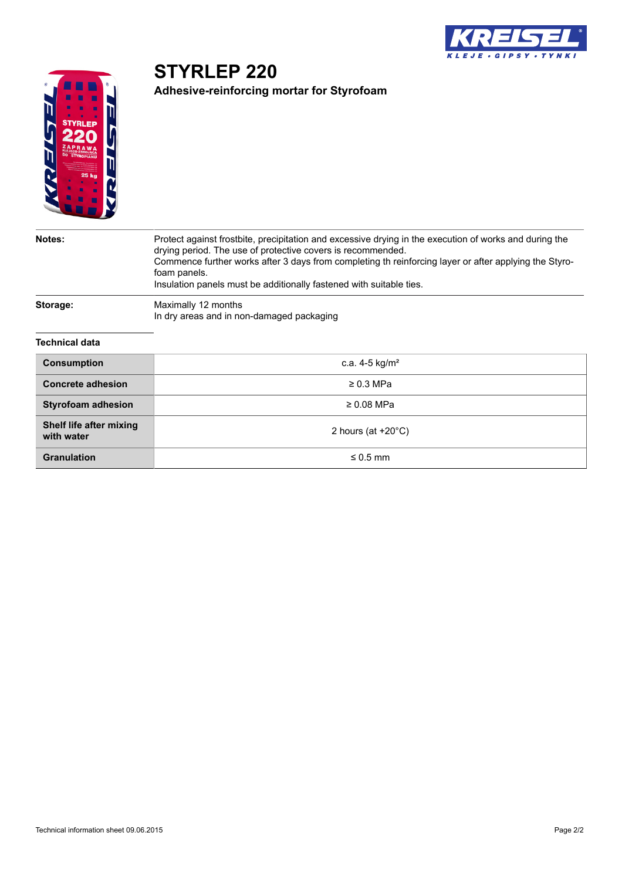# STYRLEP 220

## Adhesive-reinforcing mortar for Styrofoam

**Notes:**

Protect against frostbite, precipitation and excessive drying in the execution of works and during the drying period. The use of protective covers is recommended.
Commence further works after 3 days from completing th reinforcing layer or after applying the Styrofoam panels.
Insulation panels must be additionally fastened with suitable ties.

**Storage:**

Maximally 12 months
In dry areas and in non-damaged packaging

**Technical data**

| | |
|---|---|
| **Consumption** | c.a. 4-5 kg/m² |
| **Concrete adhesion** | ≥ 0.3 MPa |
| **Styrofoam adhesion** | ≥ 0.08 MPa |
| **Shelf life after mixing with water** | 2 hours (at +20°C) |
| **Granulation** | ≤ 0.5 mm |

Technical information sheet 09.06.2015